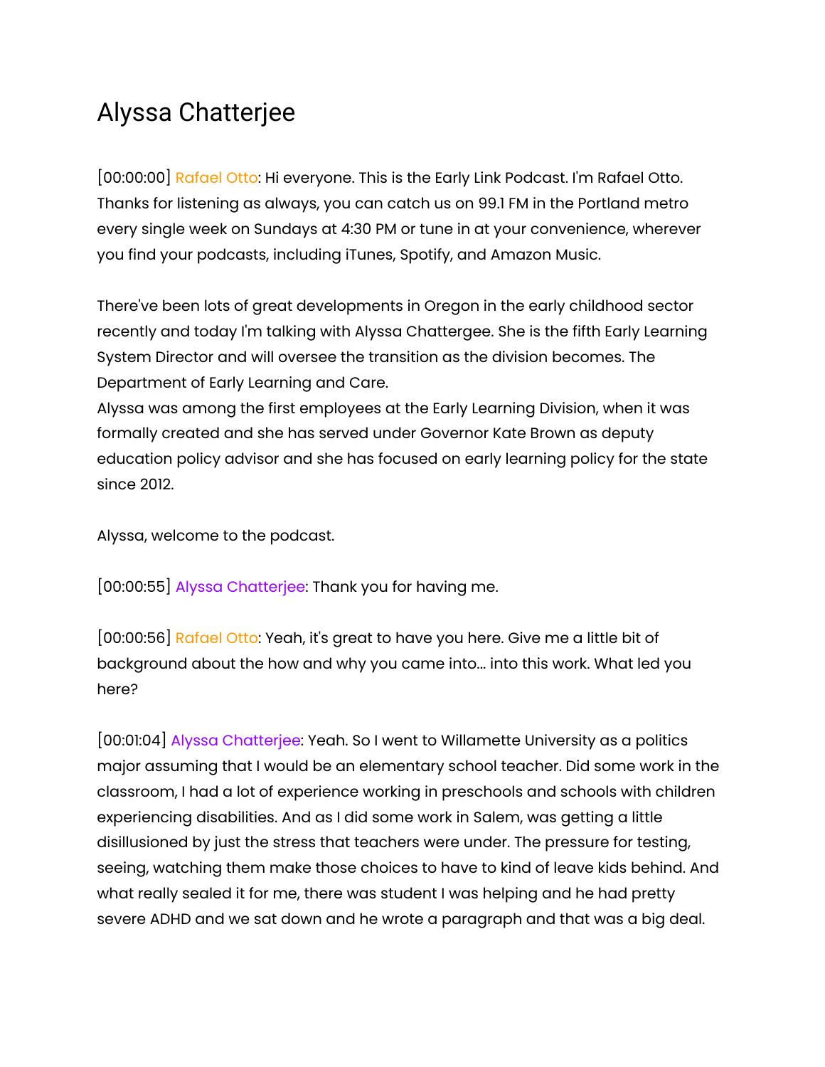# Alyssa Chatterjee

[00:00:00] Rafael Otto: Hi everyone. This is the Early Link Podcast. I'm Rafael Otto. Thanks for listening as always, you can catch us on 99.1 FM in the Portland metro every single week on Sundays at 4:30 PM or tune in at your convenience, wherever you find your podcasts, including iTunes, Spotify, and Amazon Music.

There've been lots of great developments in Oregon in the early childhood sector recently and today I'm talking with Alyssa Chattergee. She is the fifth Early Learning System Director and will oversee the transition as the division becomes. The Department of Early Learning and Care.
Alyssa was among the first employees at the Early Learning Division, when it was formally created and she has served under Governor Kate Brown as deputy education policy advisor and she has focused on early learning policy for the state since 2012.

Alyssa, welcome to the podcast.

[00:00:55] Alyssa Chatterjee: Thank you for having me.

[00:00:56] Rafael Otto: Yeah, it's great to have you here. Give me a little bit of background about the how and why you came into... into this work. What led you here?

[00:01:04] Alyssa Chatterjee: Yeah. So I went to Willamette University as a politics major assuming that I would be an elementary school teacher. Did some work in the classroom, I had a lot of experience working in preschools and schools with children experiencing disabilities. And as I did some work in Salem, was getting a little disillusioned by just the stress that teachers were under. The pressure for testing, seeing, watching them make those choices to have to kind of leave kids behind. And what really sealed it for me, there was student I was helping and he had pretty severe ADHD and we sat down and he wrote a paragraph and that was a big deal.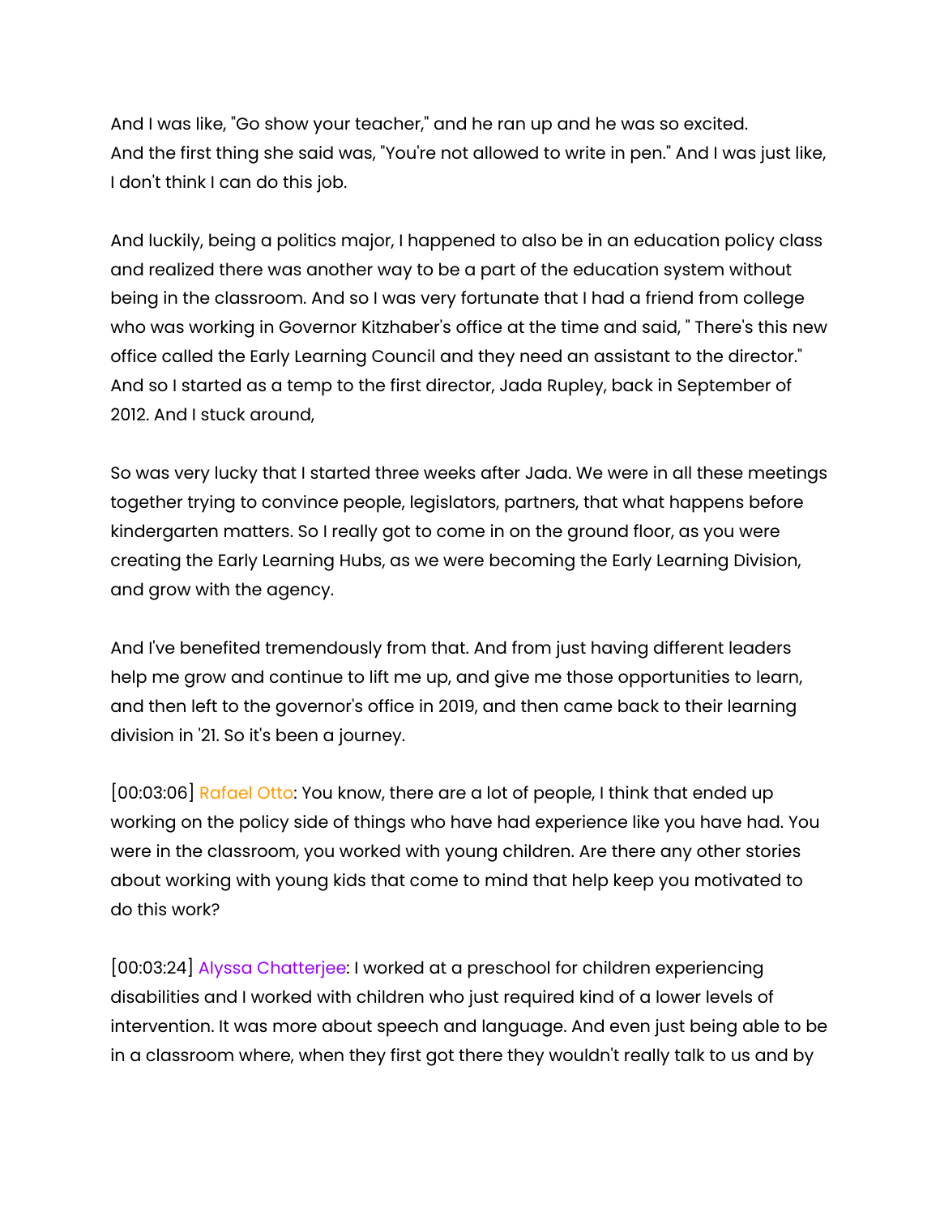And I was like, "Go show your teacher," and he ran up and he was so excited. And the first thing she said was, "You're not allowed to write in pen." And I was just like, I don't think I can do this job.

And luckily, being a politics major, I happened to also be in an education policy class and realized there was another way to be a part of the education system without being in the classroom. And so I was very fortunate that I had a friend from college who was working in Governor Kitzhaber's office at the time and said, " There's this new office called the Early Learning Council and they need an assistant to the director." And so I started as a temp to the first director, Jada Rupley, back in September of 2012. And I stuck around,

So was very lucky that I started three weeks after Jada. We were in all these meetings together trying to convince people, legislators, partners, that what happens before kindergarten matters. So I really got to come in on the ground floor, as you were creating the Early Learning Hubs, as we were becoming the Early Learning Division, and grow with the agency.

And I've benefited tremendously from that. And from just having different leaders help me grow and continue to lift me up, and give me those opportunities to learn, and then left to the governor's office in 2019, and then came back to their learning division in '21. So it's been a journey.

[00:03:06] Rafael Otto: You know, there are a lot of people, I think that ended up working on the policy side of things who have had experience like you have had. You were in the classroom, you worked with young children. Are there any other stories about working with young kids that come to mind that help keep you motivated to do this work?

[00:03:24] Alyssa Chatterjee: I worked at a preschool for children experiencing disabilities and I worked with children who just required kind of a lower levels of intervention. It was more about speech and language. And even just being able to be in a classroom where, when they first got there they wouldn't really talk to us and by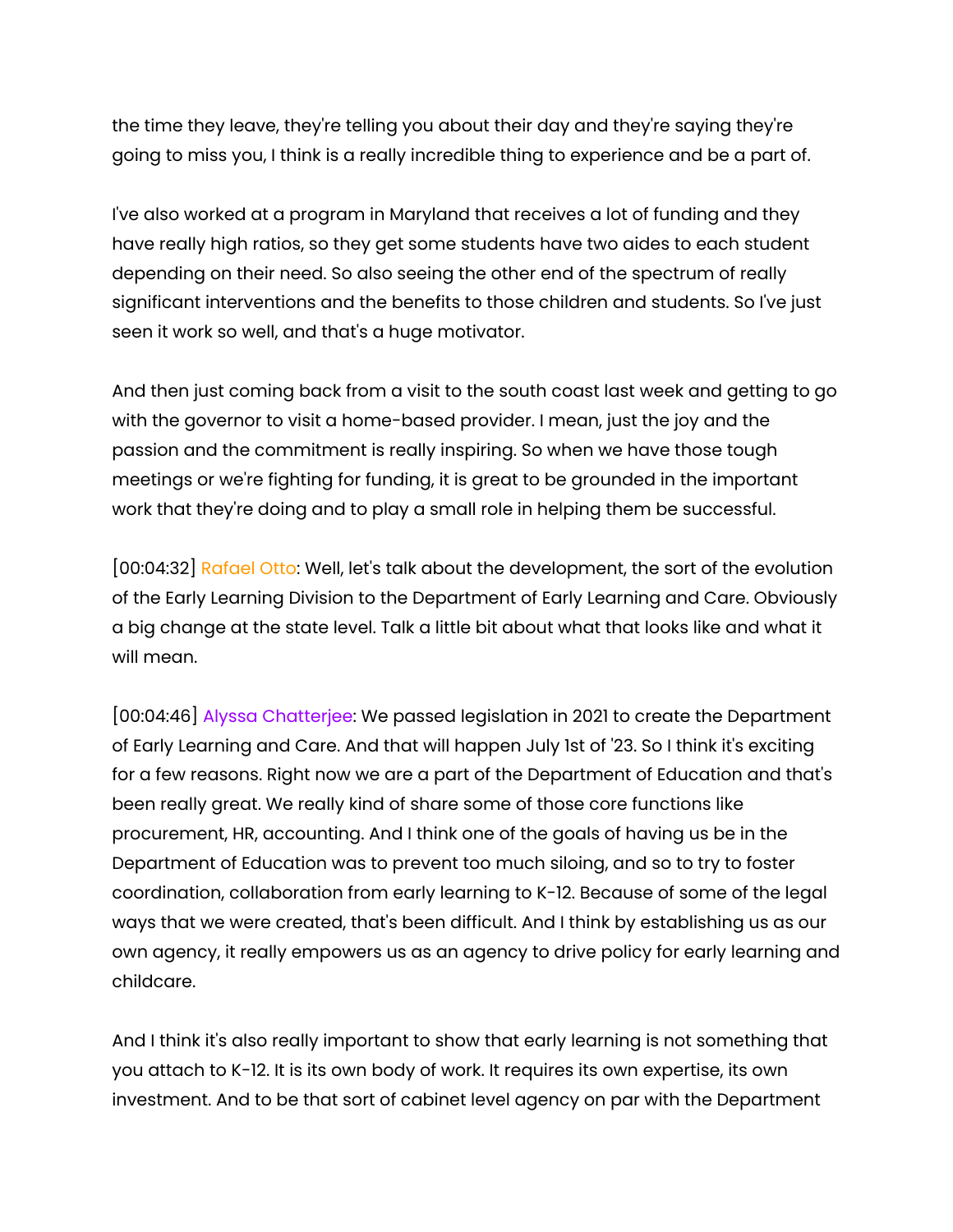the time they leave, they're telling you about their day and they're saying they're going to miss you, I think is a really incredible thing to experience and be a part of.

I've also worked at a program in Maryland that receives a lot of funding and they have really high ratios, so they get some students have two aides to each student depending on their need. So also seeing the other end of the spectrum of really significant interventions and the benefits to those children and students. So I've just seen it work so well, and that's a huge motivator.

And then just coming back from a visit to the south coast last week and getting to go with the governor to visit a home-based provider. I mean, just the joy and the passion and the commitment is really inspiring. So when we have those tough meetings or we're fighting for funding, it is great to be grounded in the important work that they're doing and to play a small role in helping them be successful.

[00:04:32] Rafael Otto: Well, let's talk about the development, the sort of the evolution of the Early Learning Division to the Department of Early Learning and Care. Obviously a big change at the state level. Talk a little bit about what that looks like and what it will mean.

[00:04:46] Alyssa Chatterjee: We passed legislation in 2021 to create the Department of Early Learning and Care. And that will happen July 1st of '23. So I think it's exciting for a few reasons. Right now we are a part of the Department of Education and that's been really great. We really kind of share some of those core functions like procurement, HR, accounting. And I think one of the goals of having us be in the Department of Education was to prevent too much siloing, and so to try to foster coordination, collaboration from early learning to K-12. Because of some of the legal ways that we were created, that's been difficult. And I think by establishing us as our own agency, it really empowers us as an agency to drive policy for early learning and childcare.

And I think it's also really important to show that early learning is not something that you attach to K-12. It is its own body of work. It requires its own expertise, its own investment. And to be that sort of cabinet level agency on par with the Department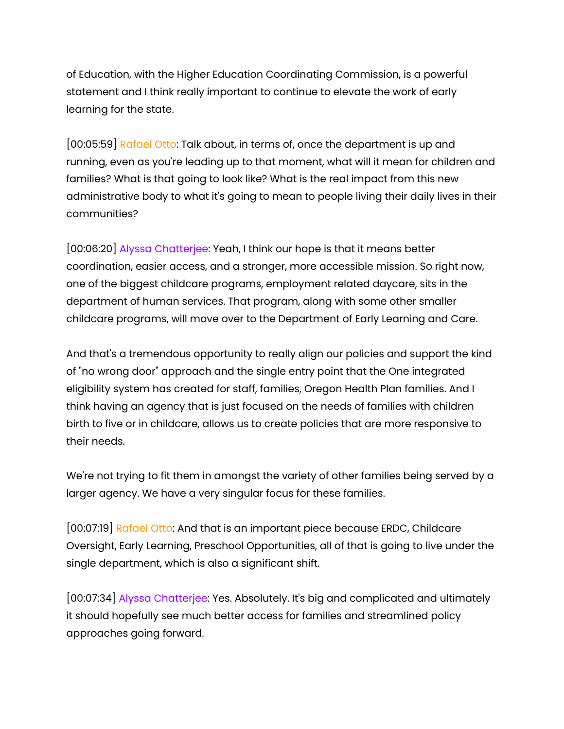of Education, with the Higher Education Coordinating Commission, is a powerful statement and I think really important to continue to elevate the work of early learning for the state.

[00:05:59] Rafael Otto: Talk about, in terms of, once the department is up and running, even as you're leading up to that moment, what will it mean for children and families? What is that going to look like? What is the real impact from this new administrative body to what it's going to mean to people living their daily lives in their communities?

[00:06:20] Alyssa Chatterjee: Yeah, I think our hope is that it means better coordination, easier access, and a stronger, more accessible mission. So right now, one of the biggest childcare programs, employment related daycare, sits in the department of human services. That program, along with some other smaller childcare programs, will move over to the Department of Early Learning and Care.

And that's a tremendous opportunity to really align our policies and support the kind of "no wrong door" approach and the single entry point that the One integrated eligibility system has created for staff, families, Oregon Health Plan families. And I think having an agency that is just focused on the needs of families with children birth to five or in childcare, allows us to create policies that are more responsive to their needs.

We're not trying to fit them in amongst the variety of other families being served by a larger agency. We have a very singular focus for these families.

[00:07:19] Rafael Otto: And that is an important piece because ERDC, Childcare Oversight, Early Learning, Preschool Opportunities, all of that is going to live under the single department, which is also a significant shift.

[00:07:34] Alyssa Chatterjee: Yes. Absolutely. It's big and complicated and ultimately it should hopefully see much better access for families and streamlined policy approaches going forward.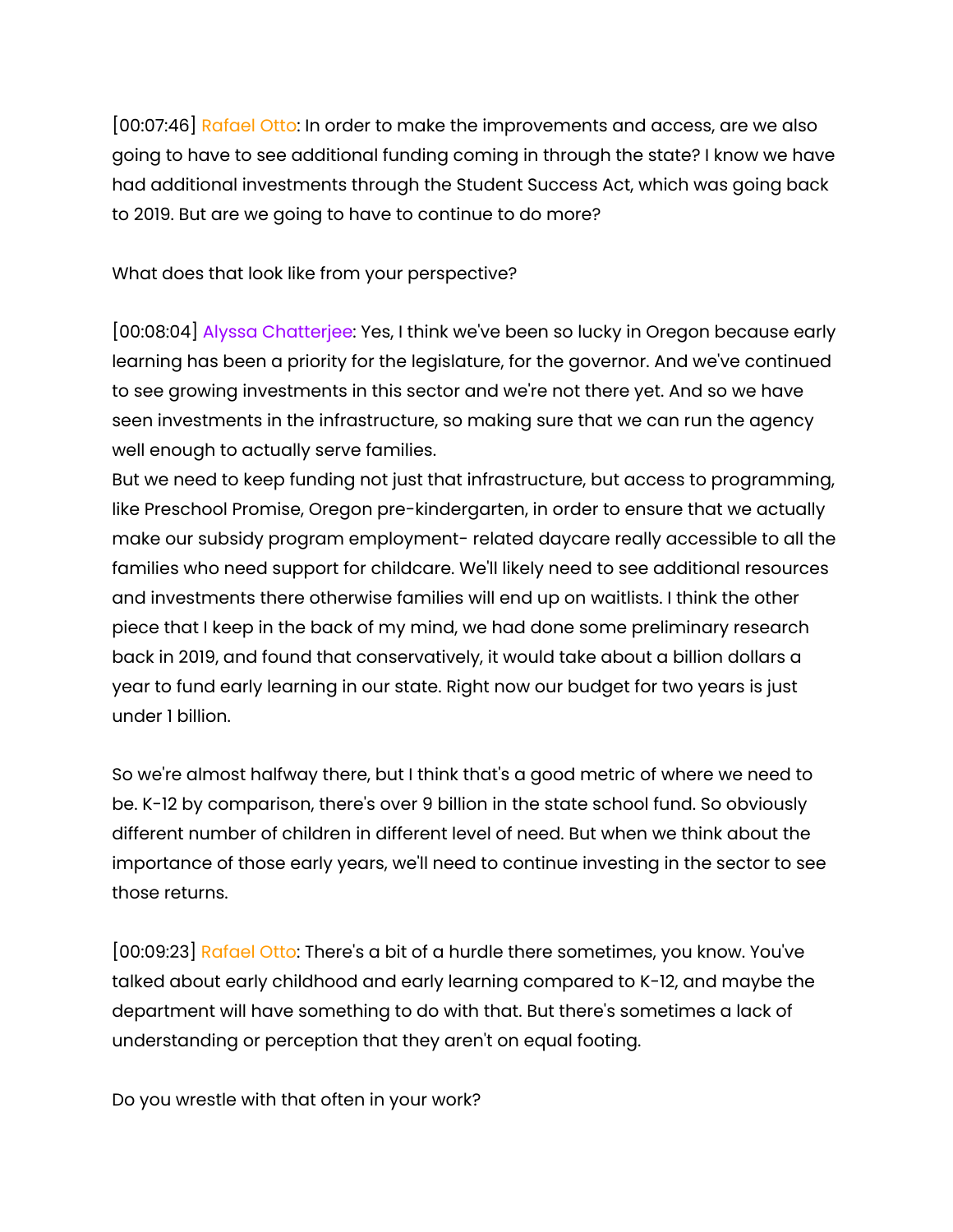[00:07:46] Rafael Otto: In order to make the improvements and access, are we also going to have to see additional funding coming in through the state? I know we have had additional investments through the Student Success Act, which was going back to 2019. But are we going to have to continue to do more?

What does that look like from your perspective?

[00:08:04] Alyssa Chatterjee: Yes, I think we've been so lucky in Oregon because early learning has been a priority for the legislature, for the governor. And we've continued to see growing investments in this sector and we're not there yet. And so we have seen investments in the infrastructure, so making sure that we can run the agency well enough to actually serve families.
But we need to keep funding not just that infrastructure, but access to programming, like Preschool Promise, Oregon pre-kindergarten, in order to ensure that we actually make our subsidy program employment- related daycare really accessible to all the families who need support for childcare. We'll likely need to see additional resources and investments there otherwise families will end up on waitlists. I think the other piece that I keep in the back of my mind, we had done some preliminary research back in 2019, and found that conservatively, it would take about a billion dollars a year to fund early learning in our state. Right now our budget for two years is just under 1 billion.

So we're almost halfway there, but I think that's a good metric of where we need to be. K-12 by comparison, there's over 9 billion in the state school fund. So obviously different number of children in different level of need. But when we think about the importance of those early years, we'll need to continue investing in the sector to see those returns.

[00:09:23] Rafael Otto: There's a bit of a hurdle there sometimes, you know. You've talked about early childhood and early learning compared to K-12, and maybe the department will have something to do with that. But there's sometimes a lack of understanding or perception that they aren't on equal footing.

Do you wrestle with that often in your work?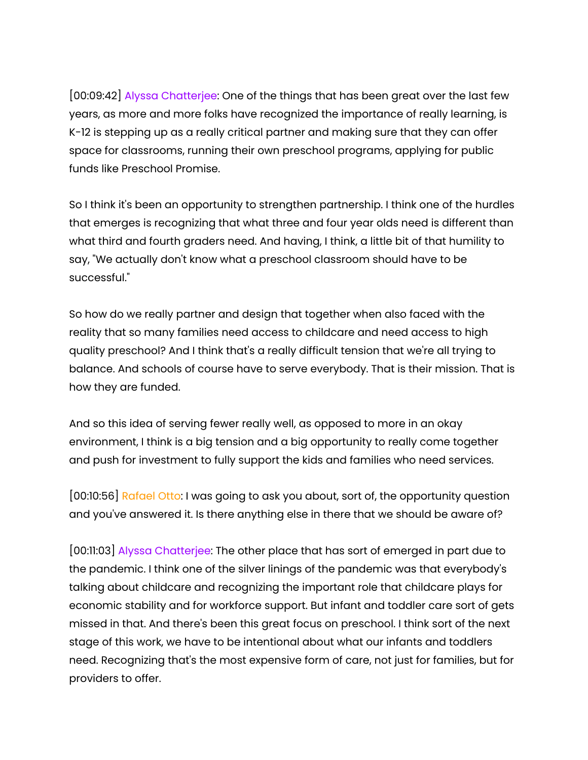[00:09:42] Alyssa Chatterjee: One of the things that has been great over the last few years, as more and more folks have recognized the importance of really learning, is K-12 is stepping up as a really critical partner and making sure that they can offer space for classrooms, running their own preschool programs, applying for public funds like Preschool Promise.

So I think it's been an opportunity to strengthen partnership. I think one of the hurdles that emerges is recognizing that what three and four year olds need is different than what third and fourth graders need. And having, I think, a little bit of that humility to say, "We actually don't know what a preschool classroom should have to be successful."

So how do we really partner and design that together when also faced with the reality that so many families need access to childcare and need access to high quality preschool? And I think that's a really difficult tension that we're all trying to balance. And schools of course have to serve everybody. That is their mission. That is how they are funded.

And so this idea of serving fewer really well, as opposed to more in an okay environment, I think is a big tension and a big opportunity to really come together and push for investment to fully support the kids and families who need services.

[00:10:56] Rafael Otto: I was going to ask you about, sort of, the opportunity question and you've answered it. Is there anything else in there that we should be aware of?

[00:11:03] Alyssa Chatterjee: The other place that has sort of emerged in part due to the pandemic. I think one of the silver linings of the pandemic was that everybody's talking about childcare and recognizing the important role that childcare plays for economic stability and for workforce support. But infant and toddler care sort of gets missed in that. And there's been this great focus on preschool. I think sort of the next stage of this work, we have to be intentional about what our infants and toddlers need. Recognizing that's the most expensive form of care, not just for families, but for providers to offer.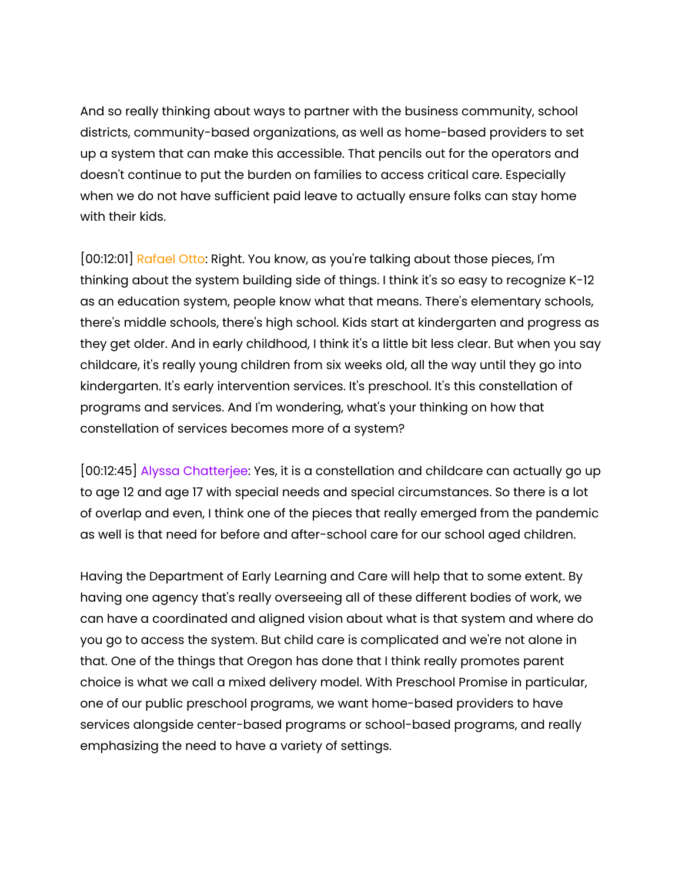And so really thinking about ways to partner with the business community, school districts, community-based organizations, as well as home-based providers to set up a system that can make this accessible. That pencils out for the operators and doesn't continue to put the burden on families to access critical care. Especially when we do not have sufficient paid leave to actually ensure folks can stay home with their kids.

[00:12:01] Rafael Otto: Right. You know, as you're talking about those pieces, I'm thinking about the system building side of things. I think it's so easy to recognize K-12 as an education system, people know what that means. There's elementary schools, there's middle schools, there's high school. Kids start at kindergarten and progress as they get older. And in early childhood, I think it's a little bit less clear. But when you say childcare, it's really young children from six weeks old, all the way until they go into kindergarten. It's early intervention services. It's preschool. It's this constellation of programs and services. And I'm wondering, what's your thinking on how that constellation of services becomes more of a system?

[00:12:45] Alyssa Chatterjee: Yes, it is a constellation and childcare can actually go up to age 12 and age 17 with special needs and special circumstances. So there is a lot of overlap and even, I think one of the pieces that really emerged from the pandemic as well is that need for before and after-school care for our school aged children.

Having the Department of Early Learning and Care will help that to some extent. By having one agency that's really overseeing all of these different bodies of work, we can have a coordinated and aligned vision about what is that system and where do you go to access the system. But child care is complicated and we're not alone in that. One of the things that Oregon has done that I think really promotes parent choice is what we call a mixed delivery model. With Preschool Promise in particular, one of our public preschool programs, we want home-based providers to have services alongside center-based programs or school-based programs, and really emphasizing the need to have a variety of settings.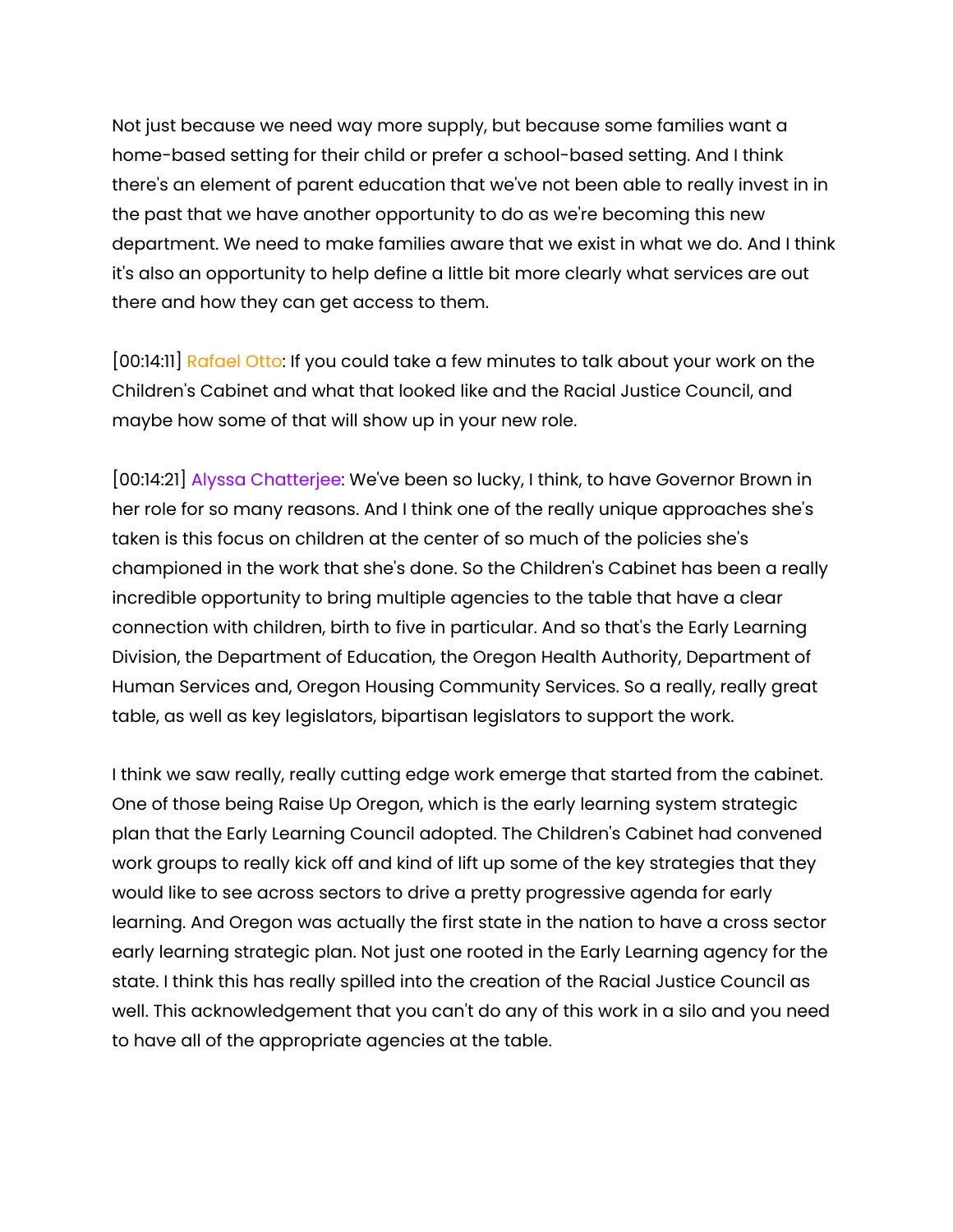Not just because we need way more supply, but because some families want a home-based setting for their child or prefer a school-based setting. And I think there's an element of parent education that we've not been able to really invest in in the past that we have another opportunity to do as we're becoming this new department. We need to make families aware that we exist in what we do. And I think it's also an opportunity to help define a little bit more clearly what services are out there and how they can get access to them.

[00:14:11] Rafael Otto: If you could take a few minutes to talk about your work on the Children's Cabinet and what that looked like and the Racial Justice Council, and maybe how some of that will show up in your new role.

[00:14:21] Alyssa Chatterjee: We've been so lucky, I think, to have Governor Brown in her role for so many reasons. And I think one of the really unique approaches she's taken is this focus on children at the center of so much of the policies she's championed in the work that she's done. So the Children's Cabinet has been a really incredible opportunity to bring multiple agencies to the table that have a clear connection with children, birth to five in particular. And so that's the Early Learning Division, the Department of Education, the Oregon Health Authority, Department of Human Services and, Oregon Housing Community Services. So a really, really great table, as well as key legislators, bipartisan legislators to support the work.

I think we saw really, really cutting edge work emerge that started from the cabinet. One of those being Raise Up Oregon, which is the early learning system strategic plan that the Early Learning Council adopted. The Children's Cabinet had convened work groups to really kick off and kind of lift up some of the key strategies that they would like to see across sectors to drive a pretty progressive agenda for early learning. And Oregon was actually the first state in the nation to have a cross sector early learning strategic plan. Not just one rooted in the Early Learning agency for the state. I think this has really spilled into the creation of the Racial Justice Council as well. This acknowledgement that you can't do any of this work in a silo and you need to have all of the appropriate agencies at the table.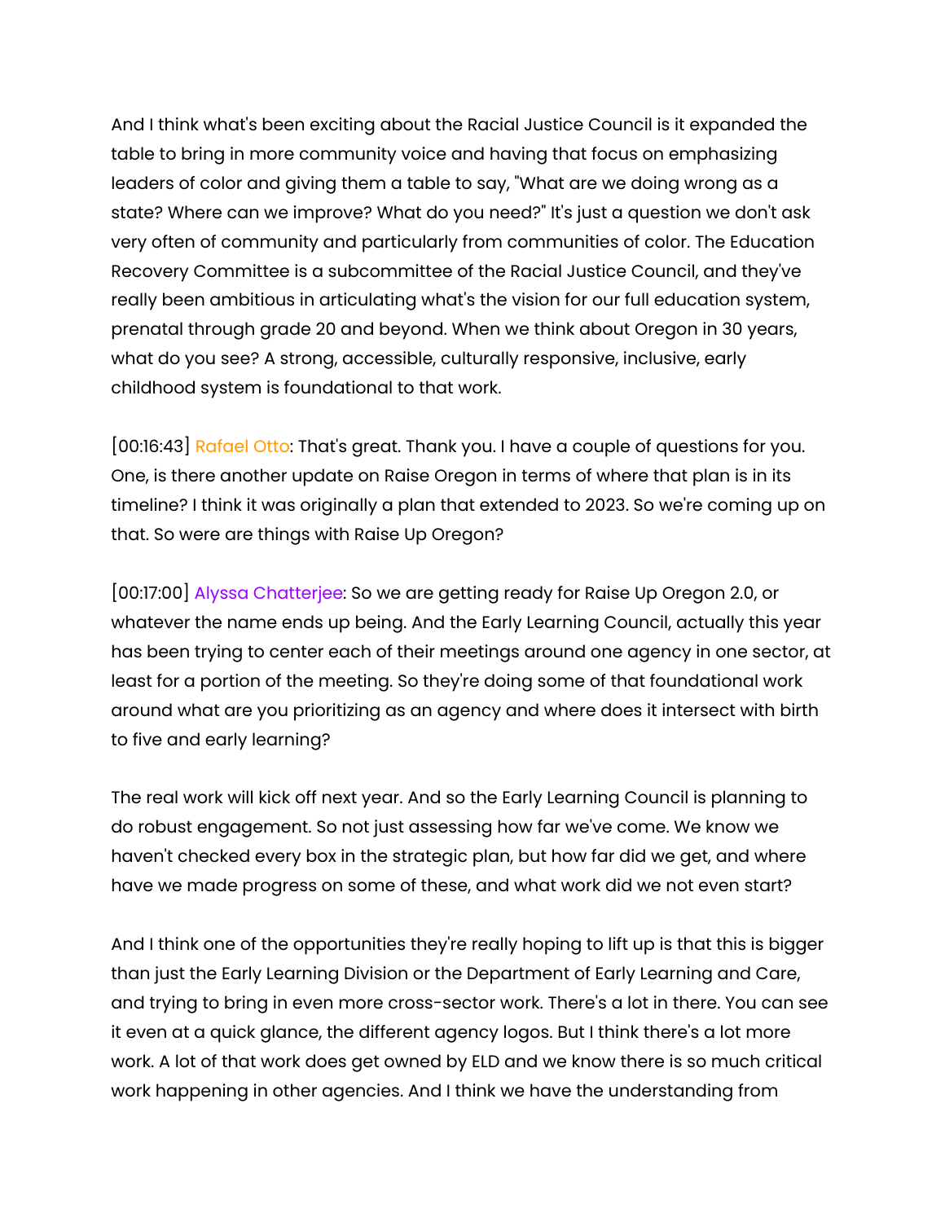And I think what's been exciting about the Racial Justice Council is it expanded the table to bring in more community voice and having that focus on emphasizing leaders of color and giving them a table to say, "What are we doing wrong as a state? Where can we improve? What do you need?" It's just a question we don't ask very often of community and particularly from communities of color. The Education Recovery Committee is a subcommittee of the Racial Justice Council, and they've really been ambitious in articulating what's the vision for our full education system, prenatal through grade 20 and beyond. When we think about Oregon in 30 years, what do you see? A strong, accessible, culturally responsive, inclusive, early childhood system is foundational to that work.

[00:16:43] Rafael Otto: That's great. Thank you. I have a couple of questions for you. One, is there another update on Raise Oregon in terms of where that plan is in its timeline? I think it was originally a plan that extended to 2023. So we're coming up on that. So were are things with Raise Up Oregon?

[00:17:00] Alyssa Chatterjee: So we are getting ready for Raise Up Oregon 2.0, or whatever the name ends up being. And the Early Learning Council, actually this year has been trying to center each of their meetings around one agency in one sector, at least for a portion of the meeting. So they're doing some of that foundational work around what are you prioritizing as an agency and where does it intersect with birth to five and early learning?

The real work will kick off next year. And so the Early Learning Council is planning to do robust engagement. So not just assessing how far we've come. We know we haven't checked every box in the strategic plan, but how far did we get, and where have we made progress on some of these, and what work did we not even start?

And I think one of the opportunities they're really hoping to lift up is that this is bigger than just the Early Learning Division or the Department of Early Learning and Care, and trying to bring in even more cross-sector work. There's a lot in there. You can see it even at a quick glance, the different agency logos. But I think there's a lot more work. A lot of that work does get owned by ELD and we know there is so much critical work happening in other agencies. And I think we have the understanding from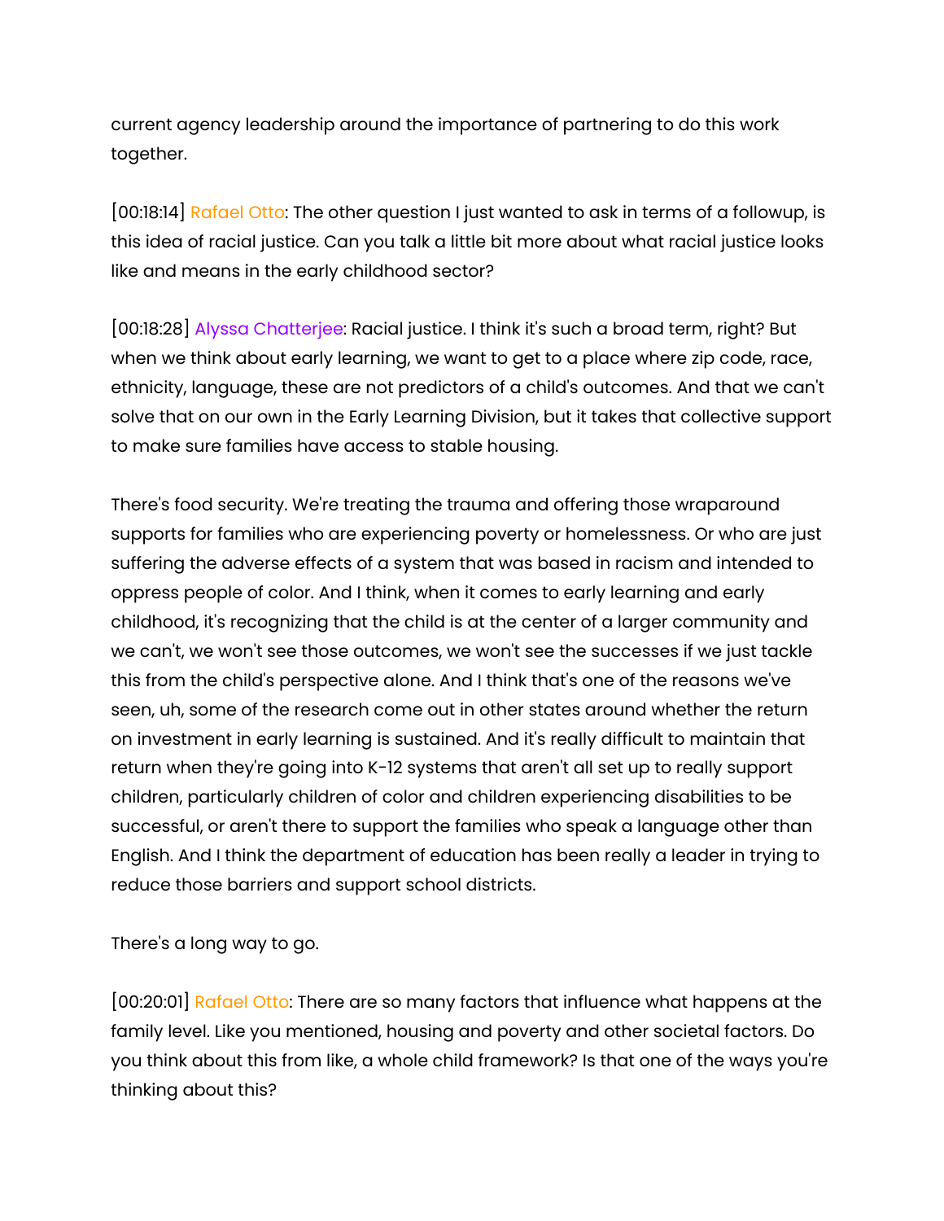current agency leadership around the importance of partnering to do this work together.

[00:18:14] Rafael Otto: The other question I just wanted to ask in terms of a followup, is this idea of racial justice. Can you talk a little bit more about what racial justice looks like and means in the early childhood sector?

[00:18:28] Alyssa Chatterjee: Racial justice. I think it's such a broad term, right? But when we think about early learning, we want to get to a place where zip code, race, ethnicity, language, these are not predictors of a child's outcomes. And that we can't solve that on our own in the Early Learning Division, but it takes that collective support to make sure families have access to stable housing.

There's food security. We're treating the trauma and offering those wraparound supports for families who are experiencing poverty or homelessness. Or who are just suffering the adverse effects of a system that was based in racism and intended to oppress people of color. And I think, when it comes to early learning and early childhood, it's recognizing that the child is at the center of a larger community and we can't, we won't see those outcomes, we won't see the successes if we just tackle this from the child's perspective alone. And I think that's one of the reasons we've seen, uh, some of the research come out in other states around whether the return on investment in early learning is sustained. And it's really difficult to maintain that return when they're going into K-12 systems that aren't all set up to really support children, particularly children of color and children experiencing disabilities to be successful, or aren't there to support the families who speak a language other than English. And I think the department of education has been really a leader in trying to reduce those barriers and support school districts.

There's a long way to go.

[00:20:01] Rafael Otto: There are so many factors that influence what happens at the family level. Like you mentioned, housing and poverty and other societal factors. Do you think about this from like, a whole child framework? Is that one of the ways you're thinking about this?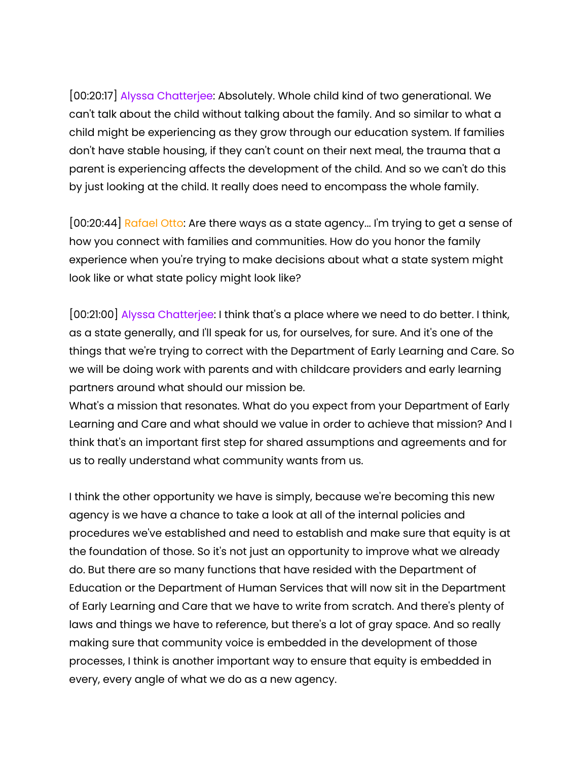[00:20:17] Alyssa Chatterjee: Absolutely. Whole child kind of two generational. We can't talk about the child without talking about the family. And so similar to what a child might be experiencing as they grow through our education system. If families don't have stable housing, if they can't count on their next meal, the trauma that a parent is experiencing affects the development of the child. And so we can't do this by just looking at the child. It really does need to encompass the whole family.

[00:20:44] Rafael Otto: Are there ways as a state agency... I'm trying to get a sense of how you connect with families and communities. How do you honor the family experience when you're trying to make decisions about what a state system might look like or what state policy might look like?

[00:21:00] Alyssa Chatterjee: I think that's a place where we need to do better. I think, as a state generally, and I'll speak for us, for ourselves, for sure. And it's one of the things that we're trying to correct with the Department of Early Learning and Care. So we will be doing work with parents and with childcare providers and early learning partners around what should our mission be.
What's a mission that resonates. What do you expect from your Department of Early Learning and Care and what should we value in order to achieve that mission? And I think that's an important first step for shared assumptions and agreements and for us to really understand what community wants from us.

I think the other opportunity we have is simply, because we're becoming this new agency is we have a chance to take a look at all of the internal policies and procedures we've established and need to establish and make sure that equity is at the foundation of those. So it's not just an opportunity to improve what we already do. But there are so many functions that have resided with the Department of Education or the Department of Human Services that will now sit in the Department of Early Learning and Care that we have to write from scratch. And there's plenty of laws and things we have to reference, but there's a lot of gray space. And so really making sure that community voice is embedded in the development of those processes, I think is another important way to ensure that equity is embedded in every, every angle of what we do as a new agency.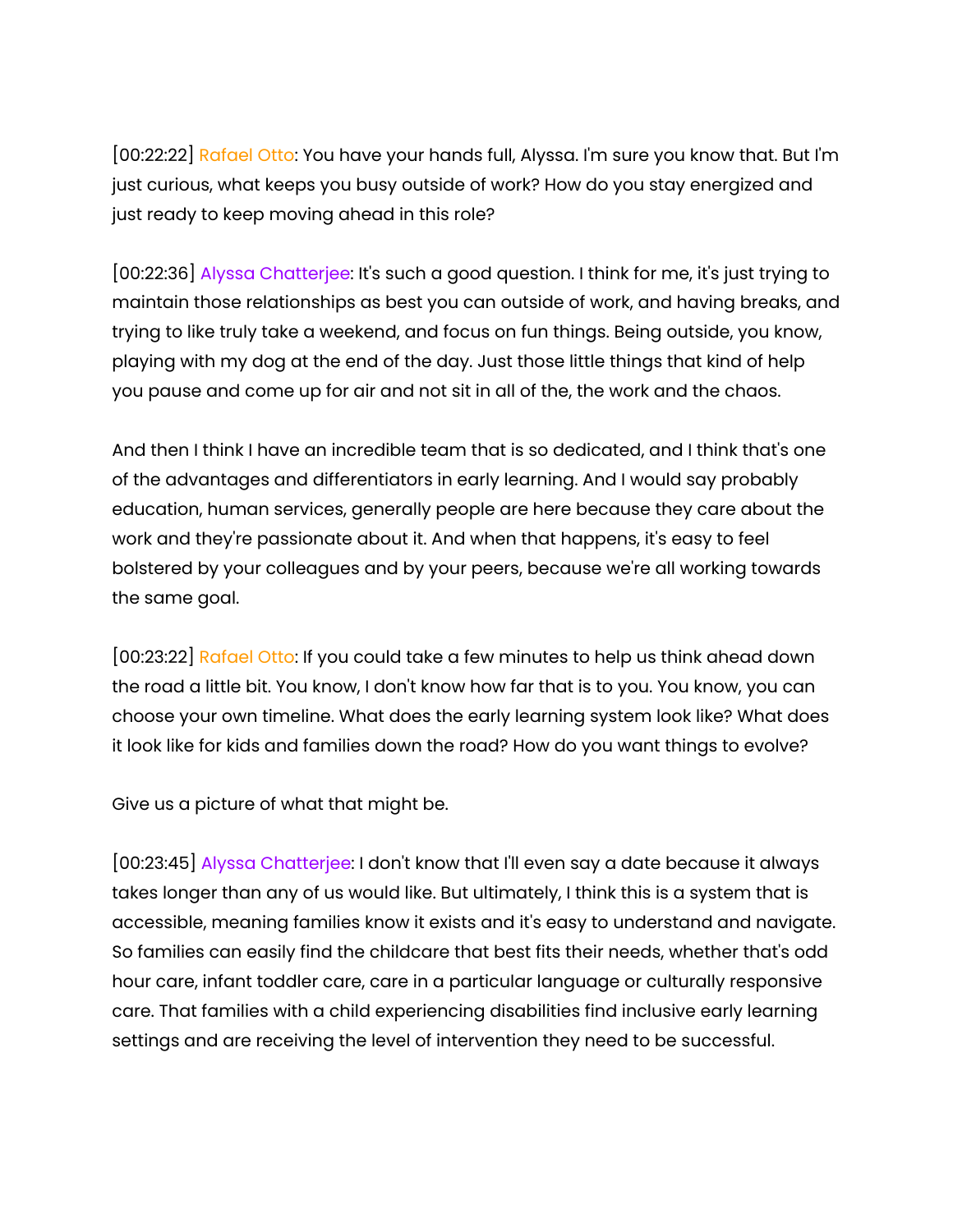[00:22:22] Rafael Otto: You have your hands full, Alyssa. I'm sure you know that. But I'm just curious, what keeps you busy outside of work? How do you stay energized and just ready to keep moving ahead in this role?

[00:22:36] Alyssa Chatterjee: It's such a good question. I think for me, it's just trying to maintain those relationships as best you can outside of work, and having breaks, and trying to like truly take a weekend, and focus on fun things. Being outside, you know, playing with my dog at the end of the day. Just those little things that kind of help you pause and come up for air and not sit in all of the, the work and the chaos.

And then I think I have an incredible team that is so dedicated, and I think that's one of the advantages and differentiators in early learning. And I would say probably education, human services, generally people are here because they care about the work and they're passionate about it. And when that happens, it's easy to feel bolstered by your colleagues and by your peers, because we're all working towards the same goal.

[00:23:22] Rafael Otto: If you could take a few minutes to help us think ahead down the road a little bit. You know, I don't know how far that is to you. You know, you can choose your own timeline. What does the early learning system look like? What does it look like for kids and families down the road? How do you want things to evolve?

Give us a picture of what that might be.

[00:23:45] Alyssa Chatterjee: I don't know that I'll even say a date because it always takes longer than any of us would like. But ultimately, I think this is a system that is accessible, meaning families know it exists and it's easy to understand and navigate. So families can easily find the childcare that best fits their needs, whether that's odd hour care, infant toddler care, care in a particular language or culturally responsive care. That families with a child experiencing disabilities find inclusive early learning settings and are receiving the level of intervention they need to be successful.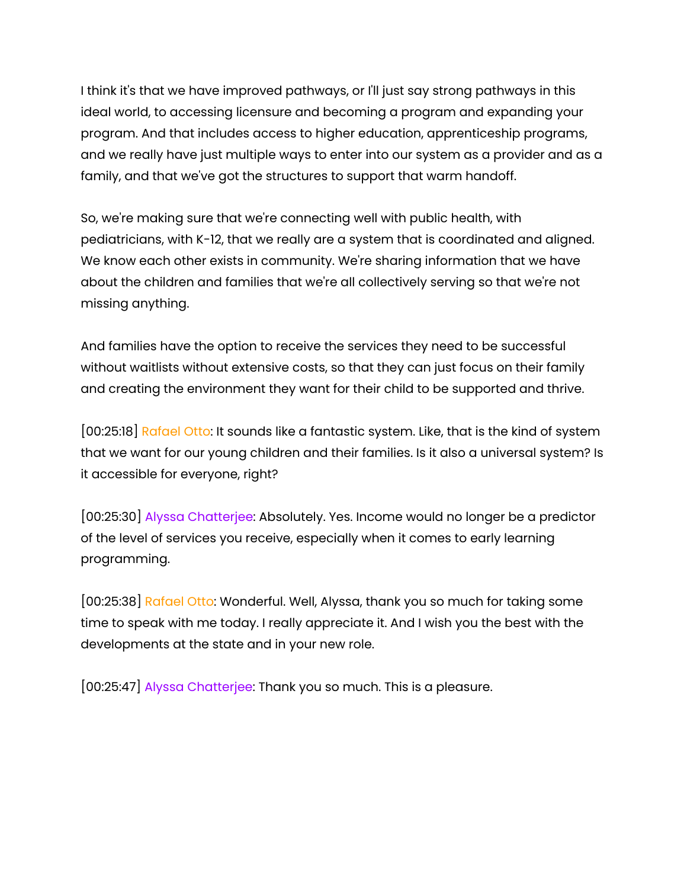I think it's that we have improved pathways, or I'll just say strong pathways in this ideal world, to accessing licensure and becoming a program and expanding your program. And that includes access to higher education, apprenticeship programs, and we really have just multiple ways to enter into our system as a provider and as a family, and that we've got the structures to support that warm handoff.

So, we're making sure that we're connecting well with public health, with pediatricians, with K-12, that we really are a system that is coordinated and aligned. We know each other exists in community. We're sharing information that we have about the children and families that we're all collectively serving so that we're not missing anything.

And families have the option to receive the services they need to be successful without waitlists without extensive costs, so that they can just focus on their family and creating the environment they want for their child to be supported and thrive.

[00:25:18] Rafael Otto: It sounds like a fantastic system. Like, that is the kind of system that we want for our young children and their families. Is it also a universal system? Is it accessible for everyone, right?

[00:25:30] Alyssa Chatterjee: Absolutely. Yes. Income would no longer be a predictor of the level of services you receive, especially when it comes to early learning programming.

[00:25:38] Rafael Otto: Wonderful. Well, Alyssa, thank you so much for taking some time to speak with me today. I really appreciate it. And I wish you the best with the developments at the state and in your new role.

[00:25:47] Alyssa Chatterjee: Thank you so much. This is a pleasure.